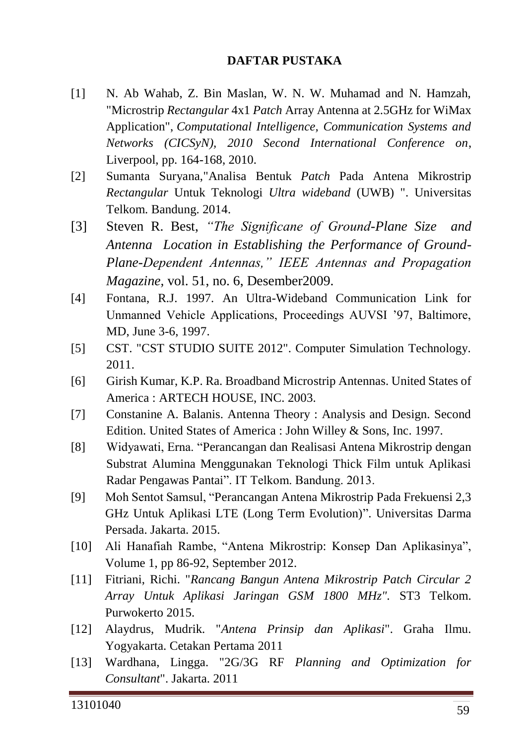# DAFTAR PUSTAKA

[1] N. Ab Wahab, Z. Bin Maslan, W. N. W. Muhamad and N. Hamzah, "Microstrip *Rectangular* 4x1 *Patch* Array Antenna at 2.5GHz for WiMax Application", *Computational Intelligence, Communication Systems and Networks (CICSyN), 2010 Second International Conference on*, Liverpool, pp. 164-168, 2010.

[2] Sumanta Suryana,"Analisa Bentuk *Patch* Pada Antena Mikrostrip *Rectangular* Untuk Teknologi *Ultra wideband* (UWB) ". Universitas Telkom. Bandung. 2014.

[3] Steven R. Best, *"The Significane of Ground-Plane Size and Antenna Location in Establishing the Performance of Ground-Plane-Dependent Antennas," IEEE Antennas and Propagation Magazine,* vol. 51, no. 6, Desember2009.

[4] Fontana, R.J. 1997. An Ultra-Wideband Communication Link for Unmanned Vehicle Applications, Proceedings AUVSI '97, Baltimore, MD, June 3-6, 1997.

[5] CST. "CST STUDIO SUITE 2012". Computer Simulation Technology. 2011.

[6] Girish Kumar, K.P. Ra. Broadband Microstrip Antennas. United States of America : ARTECH HOUSE, INC. 2003.

[7] Constanine A. Balanis. Antenna Theory : Analysis and Design. Second Edition. United States of America : John Willey & Sons, Inc. 1997.

[8] Widyawati, Erna. "Perancangan dan Realisasi Antena Mikrostrip dengan Substrat Alumina Menggunakan Teknologi Thick Film untuk Aplikasi Radar Pengawas Pantai". IT Telkom. Bandung. 2013.

[9] Moh Sentot Samsul, "Perancangan Antena Mikrostrip Pada Frekuensi 2,3 GHz Untuk Aplikasi LTE (Long Term Evolution)". Universitas Darma Persada. Jakarta. 2015.

[10] Ali Hanafiah Rambe, "Antena Mikrostrip: Konsep Dan Aplikasinya", Volume 1, pp 86-92, September 2012.

[11] Fitriani, Richi. "*Rancang Bangun Antena Mikrostrip Patch Circular 2 Array Untuk Aplikasi Jaringan GSM 1800 MHz"*. ST3 Telkom. Purwokerto 2015.

[12] Alaydrus, Mudrik. "*Antena Prinsip dan Aplikasi*". Graha Ilmu. Yogyakarta. Cetakan Pertama 2011

[13] Wardhana, Lingga. "2G/3G RF *Planning and Optimization for Consultant*". Jakarta. 2011

13101040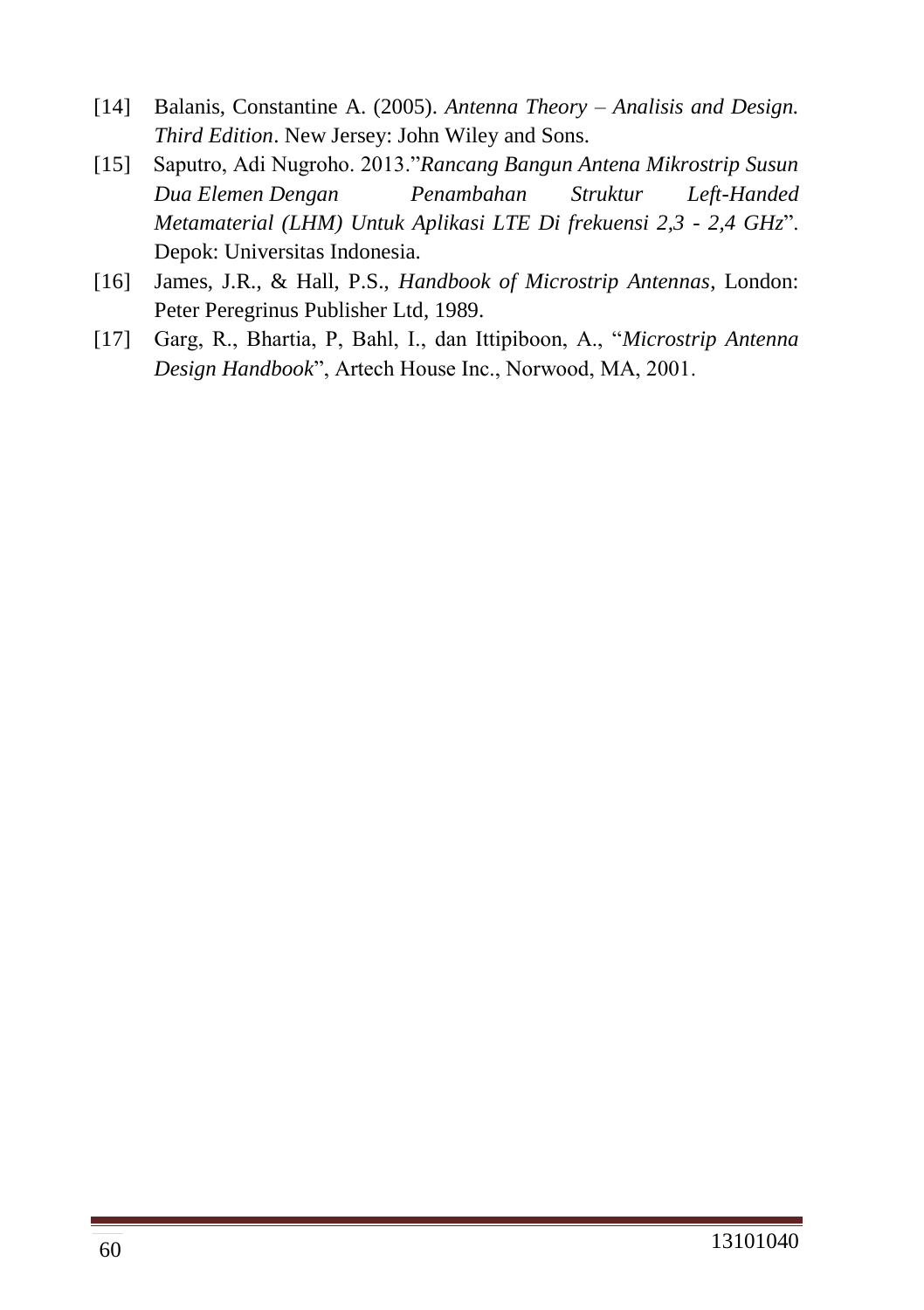[14] Balanis, Constantine A. (2005). *Antenna Theory – Analisis and Design. Third Edition*. New Jersey: John Wiley and Sons.

[15] Saputro, Adi Nugroho. 2013."*Rancang Bangun Antena Mikrostrip Susun Dua Elemen Dengan Penambahan Struktur Left-Handed Metamaterial (LHM) Untuk Aplikasi LTE Di frekuensi 2,3 - 2,4 GHz*". Depok: Universitas Indonesia.

[16] James, J.R., & Hall, P.S., *Handbook of Microstrip Antennas*, London: Peter Peregrinus Publisher Ltd, 1989.

[17] Garg, R., Bhartia, P, Bahl, I., dan Ittipiboon, A., "*Microstrip Antenna Design Handbook*", Artech House Inc., Norwood, MA, 2001.